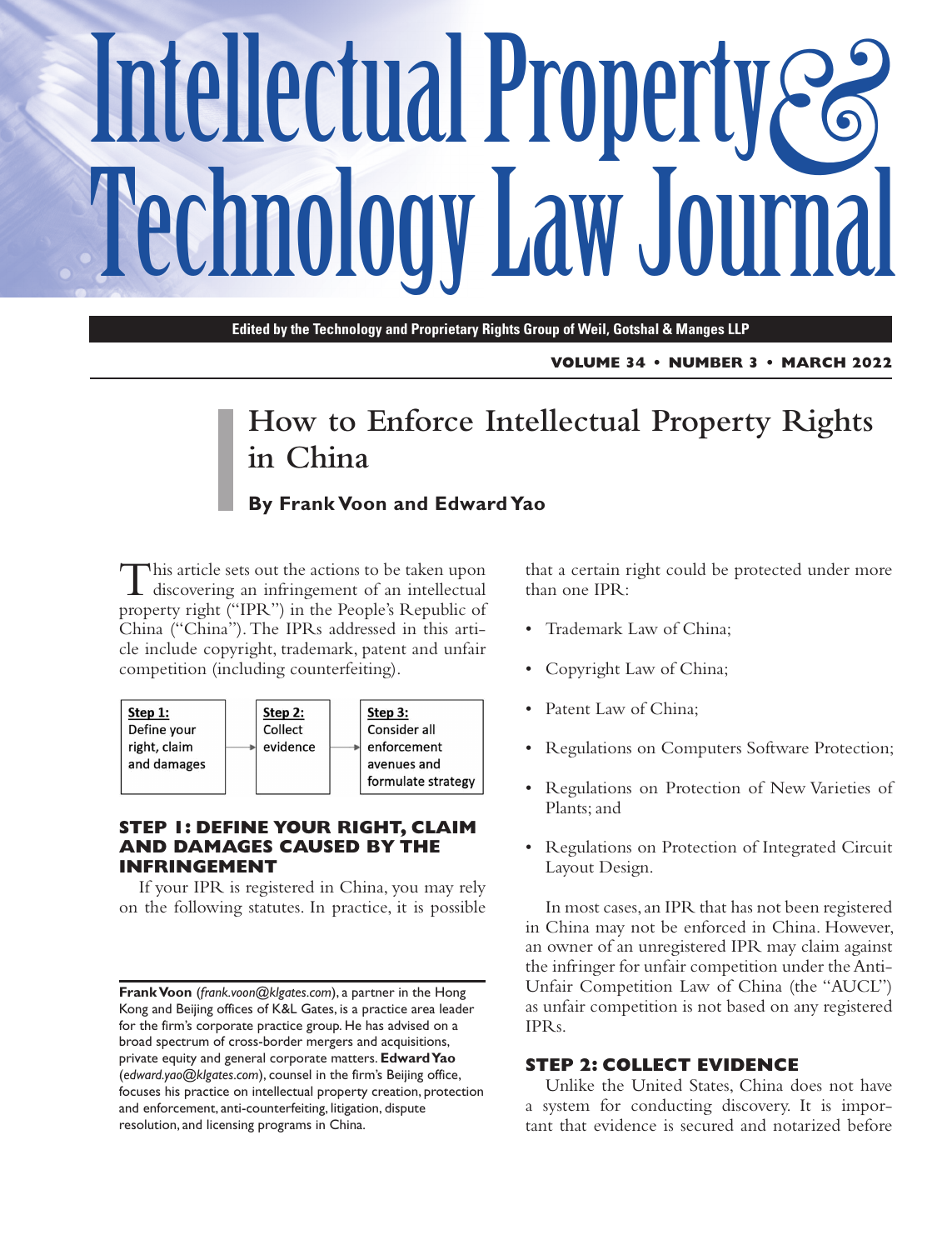# Intellectual Property & Technology Law Journal

**Edited by the Technology and Proprietary Rights Group of Weil, Gotshal & Manges LLP**

**VOLUME 34 • NUMBER 3 • MARCH 2022**

## How to Enforce Intellectual Property Rights in China

**By Frank Voon and Edward Yao**

This article sets out the actions to be taken upon discovering an infringement of an intellectual property right ("IPR") in the People's Republic of China ("China"). The IPRs addressed in this article include copyright, trademark, patent and unfair competition (including counterfeiting).

| **Step 1:** Define your right, claim and damages | → | **Step 2:** Collect evidence | → | **Step 3:** Consider all enforcement avenues and formulate strategy |
|---|---|---|---|---|

### STEP 1: DEFINE YOUR RIGHT, CLAIM AND DAMAGES CAUSED BY THE INFRINGEMENT

If your IPR is registered in China, you may rely on the following statutes. In practice, it is possible that a certain right could be protected under more than one IPR:

- Trademark Law of China;
- Copyright Law of China;
- Patent Law of China;
- Regulations on Computers Software Protection;
- Regulations on Protection of New Varieties of Plants; and
- Regulations on Protection of Integrated Circuit Layout Design.

In most cases, an IPR that has not been registered in China may not be enforced in China. However, an owner of an unregistered IPR may claim against the infringer for unfair competition under the Anti-Unfair Competition Law of China (the "AUCL") as unfair competition is not based on any registered IPRs.

### STEP 2: COLLECT EVIDENCE

Unlike the United States, China does not have a system for conducting discovery. It is important that evidence is secured and notarized before

---

**Frank Voon** (*frank.voon@klgates.com*), a partner in the Hong Kong and Beijing offices of K&L Gates, is a practice area leader for the firm's corporate practice group. He has advised on a broad spectrum of cross-border mergers and acquisitions, private equity and general corporate matters. **Edward Yao** (*edward.yao@klgates.com*), counsel in the firm's Beijing office, focuses his practice on intellectual property creation, protection and enforcement, anti-counterfeiting, litigation, dispute resolution, and licensing programs in China.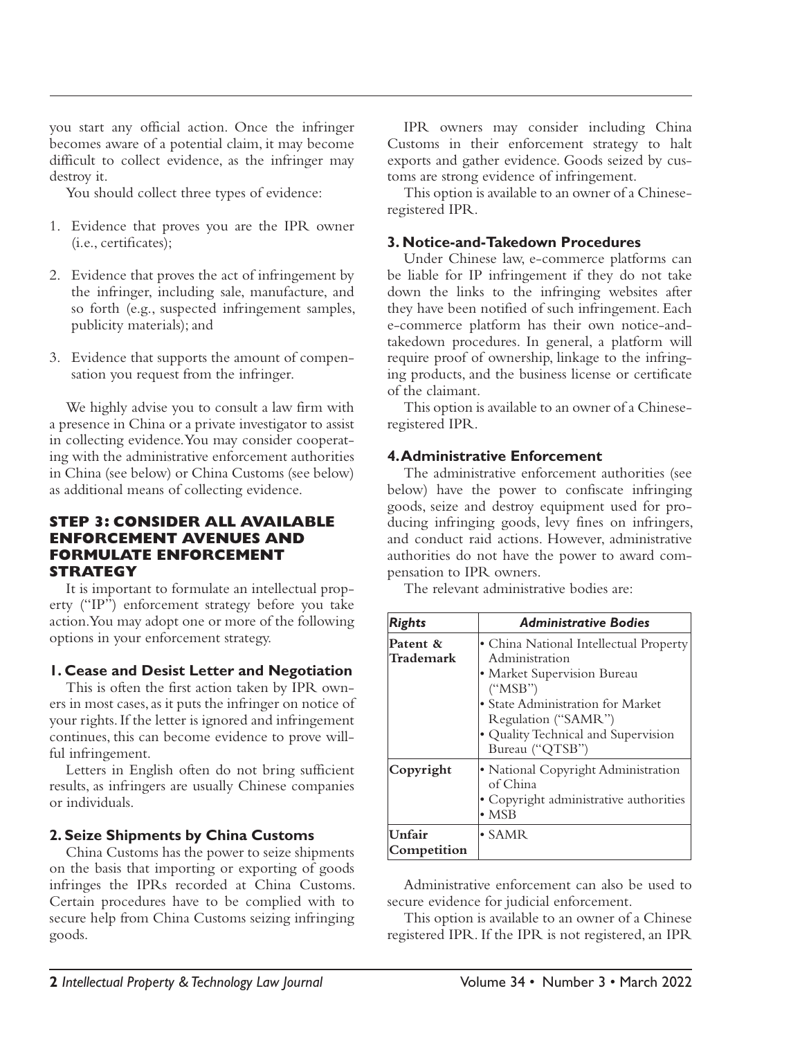you start any official action. Once the infringer becomes aware of a potential claim, it may become difficult to collect evidence, as the infringer may destroy it.

You should collect three types of evidence:

1. Evidence that proves you are the IPR owner (i.e., certificates);

2. Evidence that proves the act of infringement by the infringer, including sale, manufacture, and so forth (e.g., suspected infringement samples, publicity materials); and

3. Evidence that supports the amount of compensation you request from the infringer.

We highly advise you to consult a law firm with a presence in China or a private investigator to assist in collecting evidence. You may consider cooperating with the administrative enforcement authorities in China (see below) or China Customs (see below) as additional means of collecting evidence.

## STEP 3: CONSIDER ALL AVAILABLE ENFORCEMENT AVENUES AND FORMULATE ENFORCEMENT STRATEGY

It is important to formulate an intellectual property ("IP") enforcement strategy before you take action. You may adopt one or more of the following options in your enforcement strategy.

### 1. Cease and Desist Letter and Negotiation

This is often the first action taken by IPR owners in most cases, as it puts the infringer on notice of your rights. If the letter is ignored and infringement continues, this can become evidence to prove willful infringement.

Letters in English often do not bring sufficient results, as infringers are usually Chinese companies or individuals.

### 2. Seize Shipments by China Customs

China Customs has the power to seize shipments on the basis that importing or exporting of goods infringes the IPRs recorded at China Customs. Certain procedures have to be complied with to secure help from China Customs seizing infringing goods.

IPR owners may consider including China Customs in their enforcement strategy to halt exports and gather evidence. Goods seized by customs are strong evidence of infringement.

This option is available to an owner of a Chinese-registered IPR.

### 3. Notice-and-Takedown Procedures

Under Chinese law, e-commerce platforms can be liable for IP infringement if they do not take down the links to the infringing websites after they have been notified of such infringement. Each e-commerce platform has their own notice-and-takedown procedures. In general, a platform will require proof of ownership, linkage to the infringing products, and the business license or certificate of the claimant.

This option is available to an owner of a Chinese-registered IPR.

### 4. Administrative Enforcement

The administrative enforcement authorities (see below) have the power to confiscate infringing goods, seize and destroy equipment used for producing infringing goods, levy fines on infringers, and conduct raid actions. However, administrative authorities do not have the power to award compensation to IPR owners.

The relevant administrative bodies are:

| *Rights* | *Administrative Bodies* |
|---|---|
| **Patent & Trademark** | • China National Intellectual Property Administration<br>• Market Supervision Bureau ("MSB")<br>• State Administration for Market Regulation ("SAMR")<br>• Quality Technical and Supervision Bureau ("QTSB") |
| **Copyright** | • National Copyright Administration of China<br>• Copyright administrative authorities<br>• MSB |
| **Unfair Competition** | • SAMR |

Administrative enforcement can also be used to secure evidence for judicial enforcement.

This option is available to an owner of a Chinese registered IPR. If the IPR is not registered, an IPR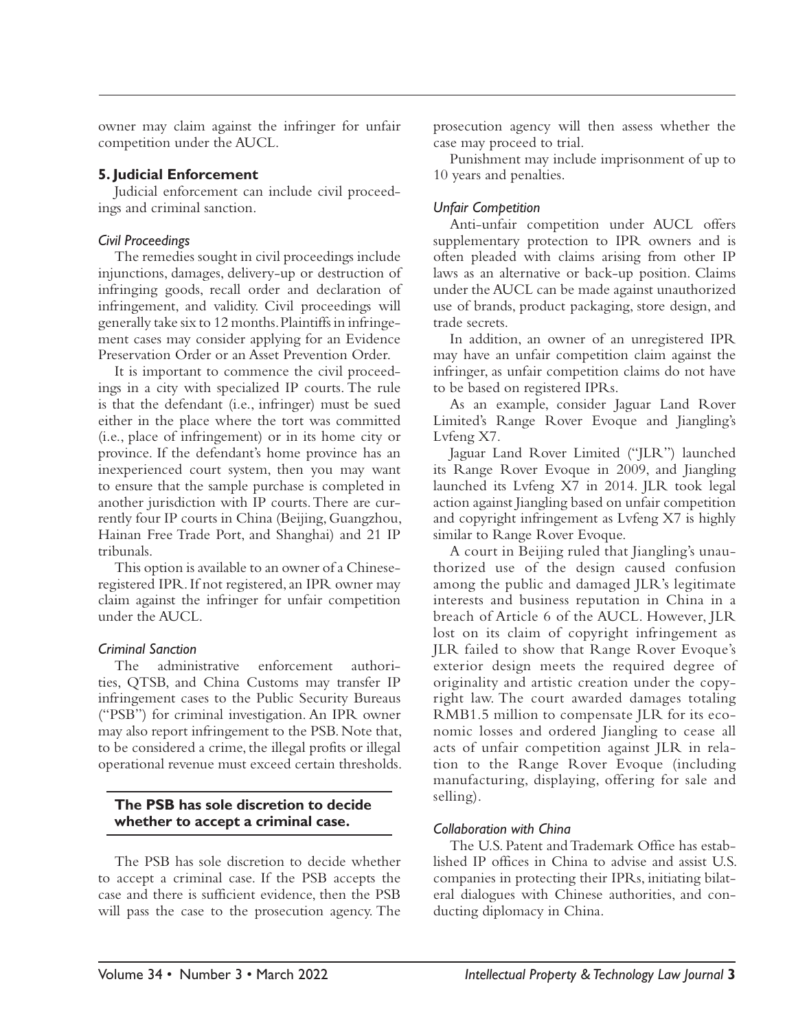owner may claim against the infringer for unfair competition under the AUCL.

## 5. Judicial Enforcement

Judicial enforcement can include civil proceedings and criminal sanction.

### *Civil Proceedings*

The remedies sought in civil proceedings include injunctions, damages, delivery-up or destruction of infringing goods, recall order and declaration of infringement, and validity. Civil proceedings will generally take six to 12 months. Plaintiffs in infringement cases may consider applying for an Evidence Preservation Order or an Asset Prevention Order.

It is important to commence the civil proceedings in a city with specialized IP courts. The rule is that the defendant (i.e., infringer) must be sued either in the place where the tort was committed (i.e., place of infringement) or in its home city or province. If the defendant's home province has an inexperienced court system, then you may want to ensure that the sample purchase is completed in another jurisdiction with IP courts. There are currently four IP courts in China (Beijing, Guangzhou, Hainan Free Trade Port, and Shanghai) and 21 IP tribunals.

This option is available to an owner of a Chinese-registered IPR. If not registered, an IPR owner may claim against the infringer for unfair competition under the AUCL.

### *Criminal Sanction*

The administrative enforcement authorities, QTSB, and China Customs may transfer IP infringement cases to the Public Security Bureaus ("PSB") for criminal investigation. An IPR owner may also report infringement to the PSB. Note that, to be considered a crime, the illegal profits or illegal operational revenue must exceed certain thresholds.

**The PSB has sole discretion to decide whether to accept a criminal case.**

The PSB has sole discretion to decide whether to accept a criminal case. If the PSB accepts the case and there is sufficient evidence, then the PSB will pass the case to the prosecution agency. The prosecution agency will then assess whether the case may proceed to trial.

Punishment may include imprisonment of up to 10 years and penalties.

### *Unfair Competition*

Anti-unfair competition under AUCL offers supplementary protection to IPR owners and is often pleaded with claims arising from other IP laws as an alternative or back-up position. Claims under the AUCL can be made against unauthorized use of brands, product packaging, store design, and trade secrets.

In addition, an owner of an unregistered IPR may have an unfair competition claim against the infringer, as unfair competition claims do not have to be based on registered IPRs.

As an example, consider Jaguar Land Rover Limited's Range Rover Evoque and Jiangling's Lvfeng X7.

Jaguar Land Rover Limited ("JLR") launched its Range Rover Evoque in 2009, and Jiangling launched its Lvfeng X7 in 2014. JLR took legal action against Jiangling based on unfair competition and copyright infringement as Lvfeng X7 is highly similar to Range Rover Evoque.

A court in Beijing ruled that Jiangling's unauthorized use of the design caused confusion among the public and damaged JLR's legitimate interests and business reputation in China in a breach of Article 6 of the AUCL. However, JLR lost on its claim of copyright infringement as JLR failed to show that Range Rover Evoque's exterior design meets the required degree of originality and artistic creation under the copyright law. The court awarded damages totaling RMB1.5 million to compensate JLR for its economic losses and ordered Jiangling to cease all acts of unfair competition against JLR in relation to the Range Rover Evoque (including manufacturing, displaying, offering for sale and selling).

### *Collaboration with China*

The U.S. Patent and Trademark Office has established IP offices in China to advise and assist U.S. companies in protecting their IPRs, initiating bilateral dialogues with Chinese authorities, and conducting diplomacy in China.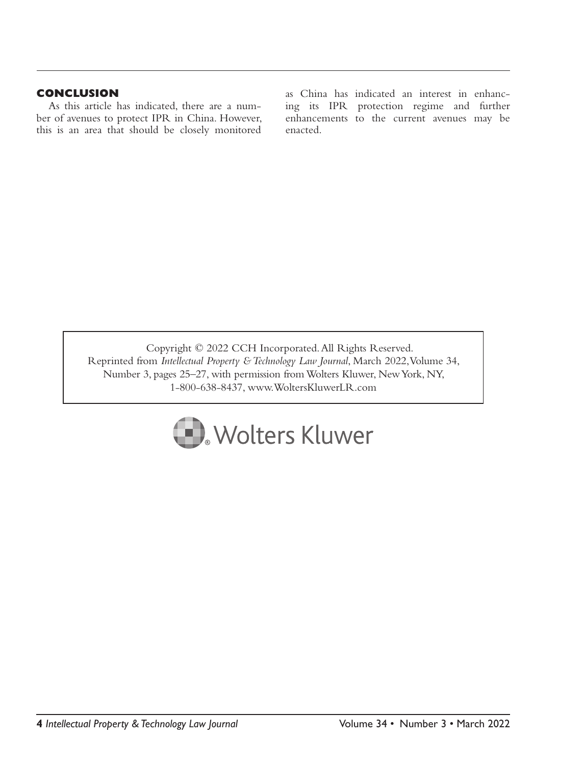## CONCLUSION

As this article has indicated, there are a number of avenues to protect IPR in China. However, this is an area that should be closely monitored as China has indicated an interest in enhancing its IPR protection regime and further enhancements to the current avenues may be enacted.

Copyright © 2022 CCH Incorporated. All Rights Reserved.
Reprinted from *Intellectual Property & Technology Law Journal*, March 2022, Volume 34, Number 3, pages 25–27, with permission from Wolters Kluwer, New York, NY, 1-800-638-8437, www.WoltersKluwerLR.com

Wolters Kluwer